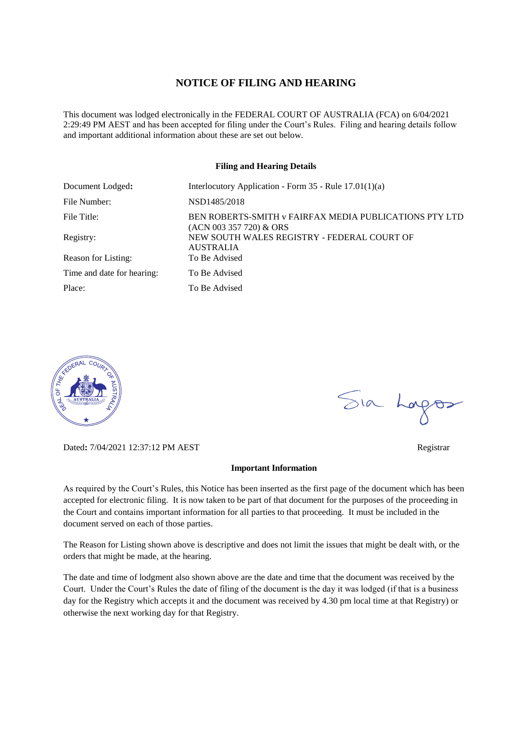# NOTICE OF FILING AND HEARING

This document was lodged electronically in the FEDERAL COURT OF AUSTRALIA (FCA) on 6/04/2021 2:29:49 PM AEST and has been accepted for filing under the Court's Rules. Filing and hearing details follow and important additional information about these are set out below.

**Filing and Hearing Details**

| | |
|---|---|
| Document Lodged: | Interlocutory Application - Form 35 - Rule 17.01(1)(a) |
| File Number: | NSD1485/2018 |
| File Title: | BEN ROBERTS-SMITH v FAIRFAX MEDIA PUBLICATIONS PTY LTD (ACN 003 357 720) & ORS |
| Registry: | NEW SOUTH WALES REGISTRY - FEDERAL COURT OF AUSTRALIA |
| Reason for Listing: | To Be Advised |
| Time and date for hearing: | To Be Advised |
| Place: | To Be Advised |

Dated: 7/04/2021 12:37:12 PM AEST

Registrar

**Important Information**

As required by the Court's Rules, this Notice has been inserted as the first page of the document which has been accepted for electronic filing. It is now taken to be part of that document for the purposes of the proceeding in the Court and contains important information for all parties to that proceeding. It must be included in the document served on each of those parties.

The Reason for Listing shown above is descriptive and does not limit the issues that might be dealt with, or the orders that might be made, at the hearing.

The date and time of lodgment also shown above are the date and time that the document was received by the Court. Under the Court's Rules the date of filing of the document is the day it was lodged (if that is a business day for the Registry which accepts it and the document was received by 4.30 pm local time at that Registry) or otherwise the next working day for that Registry.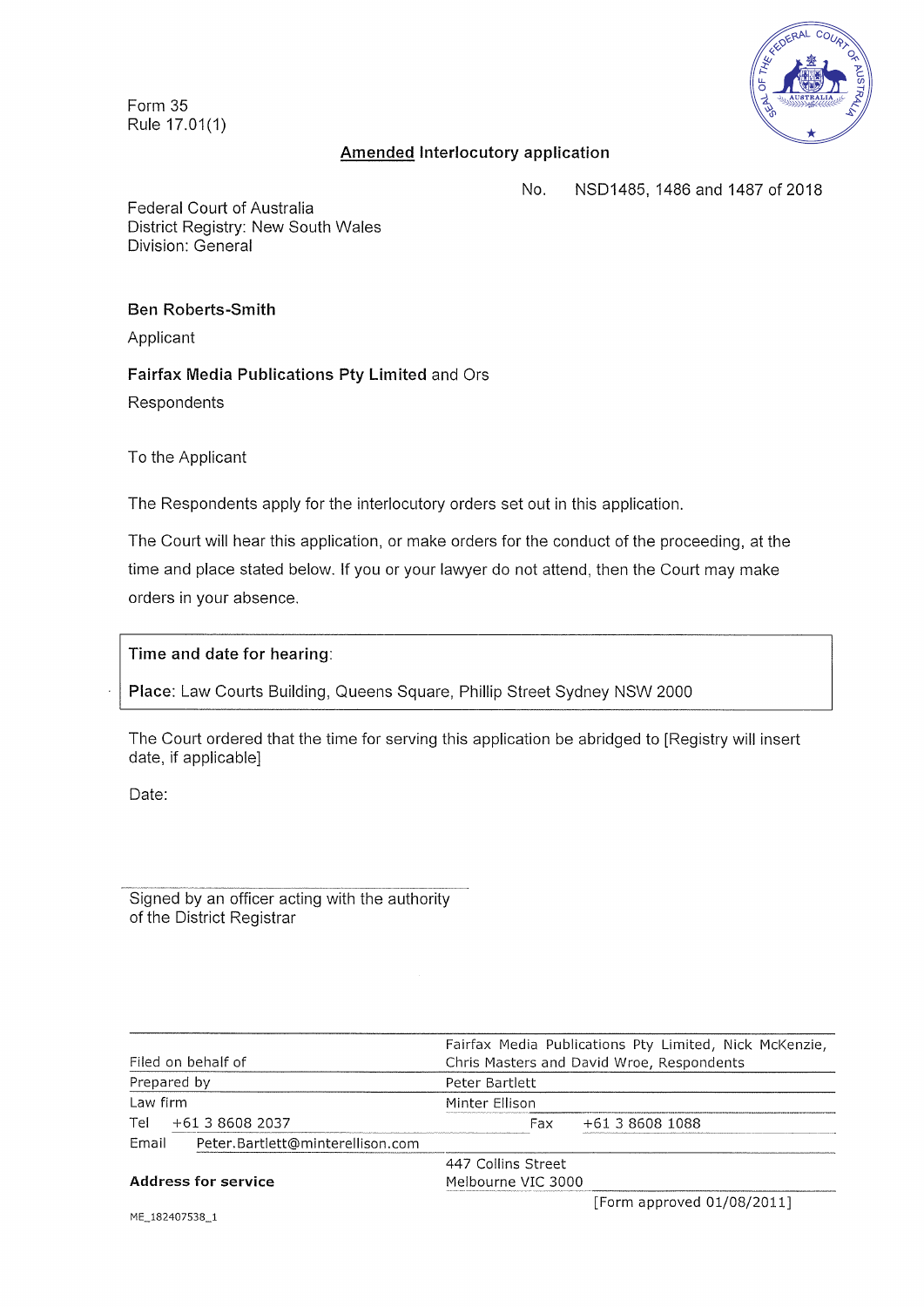Form 35
Rule 17.01(1)

# <u>Amended</u> Interlocutory application

No. NSD1485, 1486 and 1487 of 2018

Federal Court of Australia
District Registry: New South Wales
Division: General

**Ben Roberts-Smith**

Applicant

**Fairfax Media Publications Pty Limited** and Ors

Respondents

To the Applicant

The Respondents apply for the interlocutory orders set out in this application.

The Court will hear this application, or make orders for the conduct of the proceeding, at the time and place stated below. If you or your lawyer do not attend, then the Court may make orders in your absence.

| |
|---|
| **Time and date for hearing**: |
| **Place**: Law Courts Building, Queens Square, Phillip Street Sydney NSW 2000 |

The Court ordered that the time for serving this application be abridged to [Registry will insert date, if applicable]

Date:

Signed by an officer acting with the authority of the District Registrar

| | |
|---|---|
| Filed on behalf of | Fairfax Media Publications Pty Limited, Nick McKenzie, Chris Masters and David Wroe, Respondents |
| Prepared by | Peter Bartlett |
| Law firm | Minter Ellison |
| Tel +61 3 8608 2037 | Fax +61 3 8608 1088 |
| Email Peter.Bartlett@minterellison.com | |
| **Address for service** | 447 Collins Street Melbourne VIC 3000 |

[Form approved 01/08/2011]

ME_182407538_1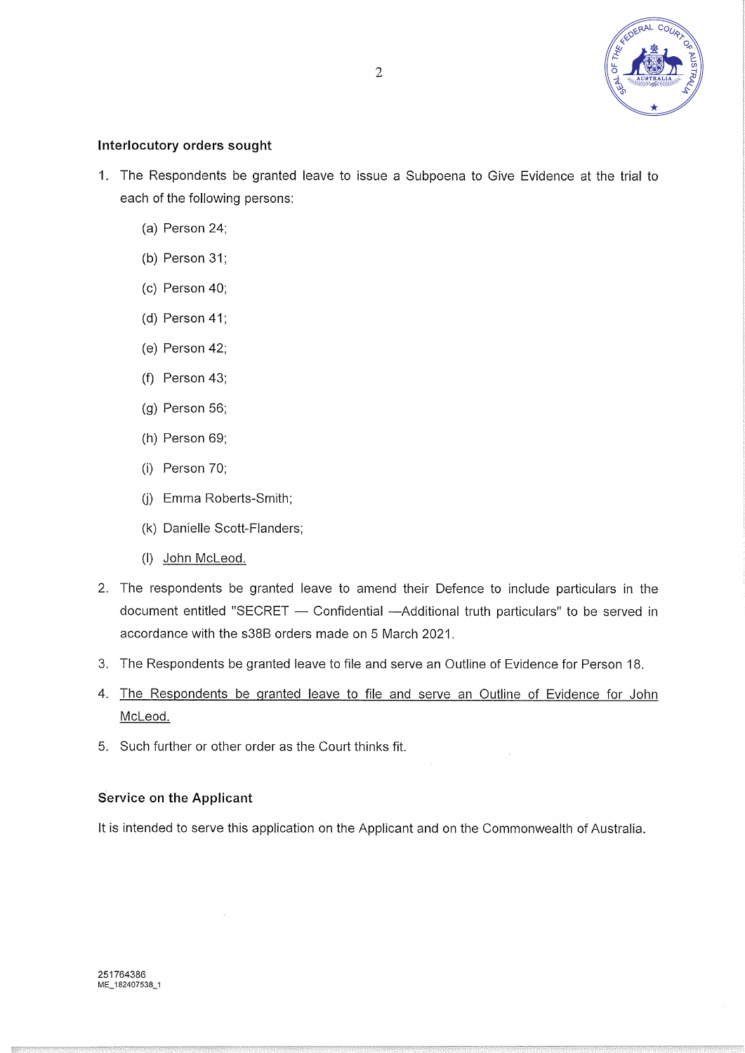## Interlocutory orders sought

1. The Respondents be granted leave to issue a Subpoena to Give Evidence at the trial to each of the following persons:

   (a) Person 24;

   (b) Person 31;

   (c) Person 40;

   (d) Person 41;

   (e) Person 42;

   (f) Person 43;

   (g) Person 56;

   (h) Person 69;

   (i) Person 70;

   (j) Emma Roberts-Smith;

   (k) Danielle Scott-Flanders;

   (l) <u>John McLeod.</u>

2. The respondents be granted leave to amend their Defence to include particulars in the document entitled "SECRET — Confidential —Additional truth particulars" to be served in accordance with the s38B orders made on 5 March 2021.

3. The Respondents be granted leave to file and serve an Outline of Evidence for Person 18.

4. <u>The Respondents be granted leave to file and serve an Outline of Evidence for John McLeod.</u>

5. Such further or other order as the Court thinks fit.

## Service on the Applicant

It is intended to serve this application on the Applicant and on the Commonwealth of Australia.

251764386
ME_182407538_1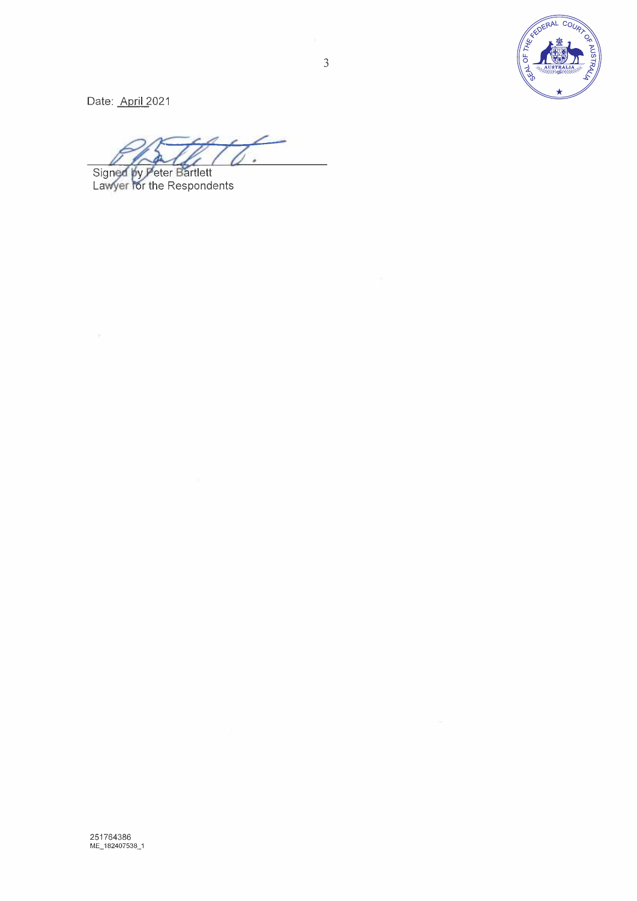Date: April 2021

Signed by Peter Bartlett
Lawyer for the Respondents

251764386
ME_182407538_1